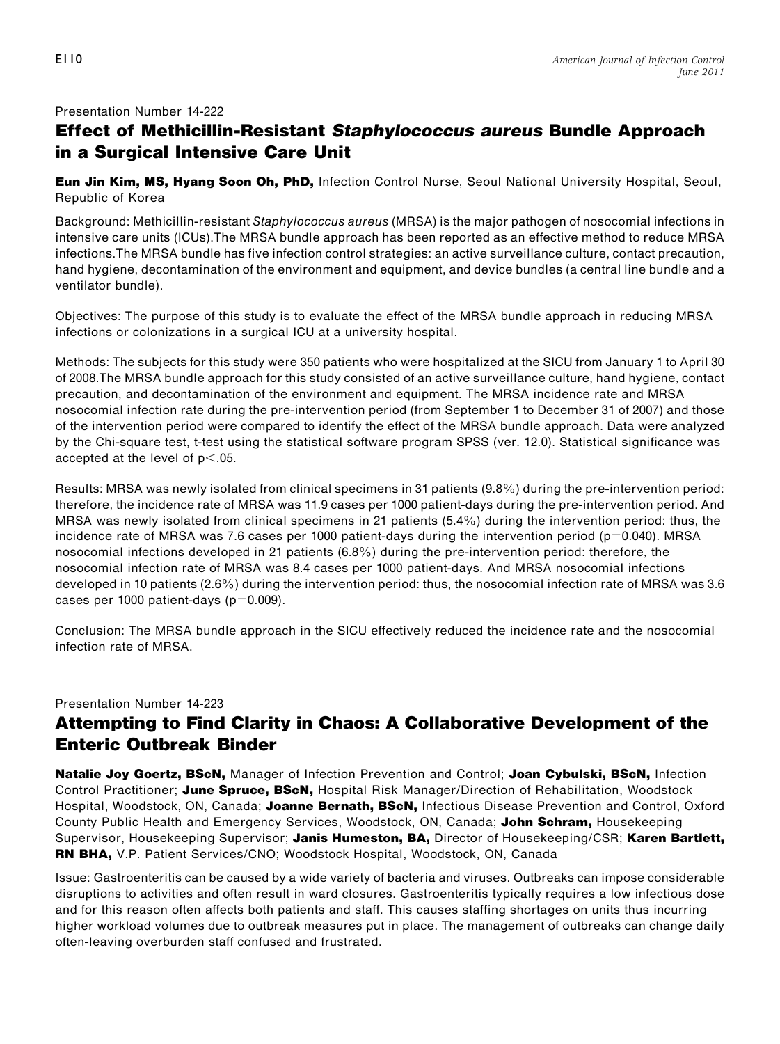Presentation Number 14-222

## Effect of Methicillin-Resistant *Staphylococcus aureus* Bundle Approach in a Surgical Intensive Care Unit

**Eun Jin Kim, MS, Hyang Soon Oh, PhD,** Infection Control Nurse, Seoul National University Hospital, Seoul, Republic of Korea

Background: Methicillin-resistant *Staphylococcus aureus* (MRSA) is the major pathogen of nosocomial infections in intensive care units (ICUs).The MRSA bundle approach has been reported as an effective method to reduce MRSA infections.The MRSA bundle has five infection control strategies: an active surveillance culture, contact precaution, hand hygiene, decontamination of the environment and equipment, and device bundles (a central line bundle and a ventilator bundle).

Objectives: The purpose of this study is to evaluate the effect of the MRSA bundle approach in reducing MRSA infections or colonizations in a surgical ICU at a university hospital.

Methods: The subjects for this study were 350 patients who were hospitalized at the SICU from January 1 to April 30 of 2008.The MRSA bundle approach for this study consisted of an active surveillance culture, hand hygiene, contact precaution, and decontamination of the environment and equipment. The MRSA incidence rate and MRSA nosocomial infection rate during the pre-intervention period (from September 1 to December 31 of 2007) and those of the intervention period were compared to identify the effect of the MRSA bundle approach. Data were analyzed by the Chi-square test, t-test using the statistical software program SPSS (ver. 12.0). Statistical significance was accepted at the level of $p<.05$.

Results: MRSA was newly isolated from clinical specimens in 31 patients (9.8%) during the pre-intervention period: therefore, the incidence rate of MRSA was 11.9 cases per 1000 patient-days during the pre-intervention period. And MRSA was newly isolated from clinical specimens in 21 patients (5.4%) during the intervention period: thus, the incidence rate of MRSA was 7.6 cases per 1000 patient-days during the intervention period ($p=0.040$). MRSA nosocomial infections developed in 21 patients (6.8%) during the pre-intervention period: therefore, the nosocomial infection rate of MRSA was 8.4 cases per 1000 patient-days. And MRSA nosocomial infections developed in 10 patients (2.6%) during the intervention period: thus, the nosocomial infection rate of MRSA was 3.6 cases per 1000 patient-days ($p=0.009$).

Conclusion: The MRSA bundle approach in the SICU effectively reduced the incidence rate and the nosocomial infection rate of MRSA.

Presentation Number 14-223

## Attempting to Find Clarity in Chaos: A Collaborative Development of the Enteric Outbreak Binder

**Natalie Joy Goertz, BScN,** Manager of Infection Prevention and Control; **Joan Cybulski, BScN,** Infection Control Practitioner; **June Spruce, BScN,** Hospital Risk Manager/Direction of Rehabilitation, Woodstock Hospital, Woodstock, ON, Canada; **Joanne Bernath, BScN,** Infectious Disease Prevention and Control, Oxford County Public Health and Emergency Services, Woodstock, ON, Canada; **John Schram,** Housekeeping Supervisor, Housekeeping Supervisor; **Janis Humeston, BA,** Director of Housekeeping/CSR; **Karen Bartlett, RN BHA,** V.P. Patient Services/CNO; Woodstock Hospital, Woodstock, ON, Canada

Issue: Gastroenteritis can be caused by a wide variety of bacteria and viruses. Outbreaks can impose considerable disruptions to activities and often result in ward closures. Gastroenteritis typically requires a low infectious dose and for this reason often affects both patients and staff. This causes staffing shortages on units thus incurring higher workload volumes due to outbreak measures put in place. The management of outbreaks can change daily often-leaving overburden staff confused and frustrated.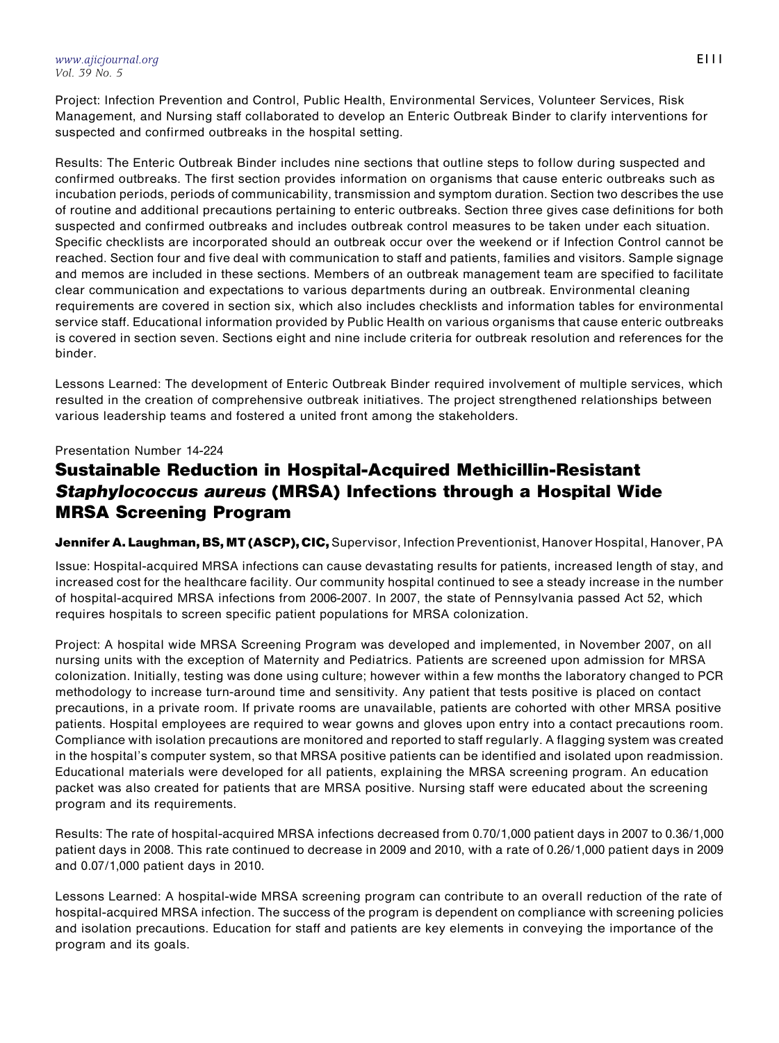Project: Infection Prevention and Control, Public Health, Environmental Services, Volunteer Services, Risk Management, and Nursing staff collaborated to develop an Enteric Outbreak Binder to clarify interventions for suspected and confirmed outbreaks in the hospital setting.

Results: The Enteric Outbreak Binder includes nine sections that outline steps to follow during suspected and confirmed outbreaks. The first section provides information on organisms that cause enteric outbreaks such as incubation periods, periods of communicability, transmission and symptom duration. Section two describes the use of routine and additional precautions pertaining to enteric outbreaks. Section three gives case definitions for both suspected and confirmed outbreaks and includes outbreak control measures to be taken under each situation. Specific checklists are incorporated should an outbreak occur over the weekend or if Infection Control cannot be reached. Section four and five deal with communication to staff and patients, families and visitors. Sample signage and memos are included in these sections. Members of an outbreak management team are specified to facilitate clear communication and expectations to various departments during an outbreak. Environmental cleaning requirements are covered in section six, which also includes checklists and information tables for environmental service staff. Educational information provided by Public Health on various organisms that cause enteric outbreaks is covered in section seven. Sections eight and nine include criteria for outbreak resolution and references for the binder.

Lessons Learned: The development of Enteric Outbreak Binder required involvement of multiple services, which resulted in the creation of comprehensive outbreak initiatives. The project strengthened relationships between various leadership teams and fostered a united front among the stakeholders.

Presentation Number 14-224

## Sustainable Reduction in Hospital-Acquired Methicillin-Resistant *Staphylococcus aureus* (MRSA) Infections through a Hospital Wide MRSA Screening Program

**Jennifer A. Laughman, BS, MT (ASCP), CIC,** Supervisor, Infection Preventionist, Hanover Hospital, Hanover, PA

Issue: Hospital-acquired MRSA infections can cause devastating results for patients, increased length of stay, and increased cost for the healthcare facility. Our community hospital continued to see a steady increase in the number of hospital-acquired MRSA infections from 2006-2007. In 2007, the state of Pennsylvania passed Act 52, which requires hospitals to screen specific patient populations for MRSA colonization.

Project: A hospital wide MRSA Screening Program was developed and implemented, in November 2007, on all nursing units with the exception of Maternity and Pediatrics. Patients are screened upon admission for MRSA colonization. Initially, testing was done using culture; however within a few months the laboratory changed to PCR methodology to increase turn-around time and sensitivity. Any patient that tests positive is placed on contact precautions, in a private room. If private rooms are unavailable, patients are cohorted with other MRSA positive patients. Hospital employees are required to wear gowns and gloves upon entry into a contact precautions room. Compliance with isolation precautions are monitored and reported to staff regularly. A flagging system was created in the hospital's computer system, so that MRSA positive patients can be identified and isolated upon readmission. Educational materials were developed for all patients, explaining the MRSA screening program. An education packet was also created for patients that are MRSA positive. Nursing staff were educated about the screening program and its requirements.

Results: The rate of hospital-acquired MRSA infections decreased from 0.70/1,000 patient days in 2007 to 0.36/1,000 patient days in 2008. This rate continued to decrease in 2009 and 2010, with a rate of 0.26/1,000 patient days in 2009 and 0.07/1,000 patient days in 2010.

Lessons Learned: A hospital-wide MRSA screening program can contribute to an overall reduction of the rate of hospital-acquired MRSA infection. The success of the program is dependent on compliance with screening policies and isolation precautions. Education for staff and patients are key elements in conveying the importance of the program and its goals.